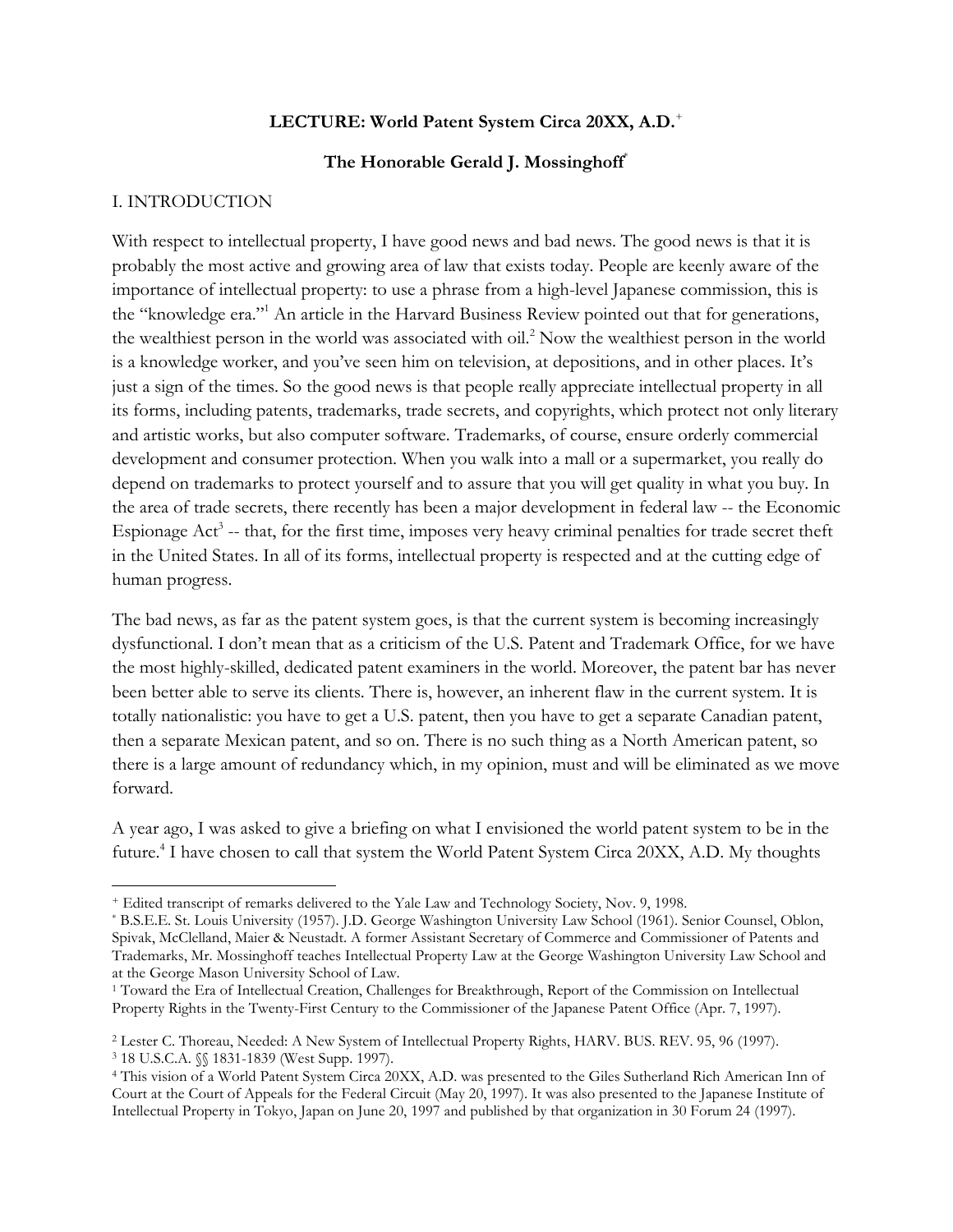**LECTURE: World Patent System Circa 20XX, A.D.**[+]

**The Honorable Gerald J. Mossinghoff**[*]

## I. INTRODUCTION

With respect to intellectual property, I have good news and bad news. The good news is that it is probably the most active and growing area of law that exists today. People are keenly aware of the importance of intellectual property: to use a phrase from a high-level Japanese commission, this is the "knowledge era."[1] An article in the Harvard Business Review pointed out that for generations, the wealthiest person in the world was associated with oil.[2] Now the wealthiest person in the world is a knowledge worker, and you've seen him on television, at depositions, and in other places. It's just a sign of the times. So the good news is that people really appreciate intellectual property in all its forms, including patents, trademarks, trade secrets, and copyrights, which protect not only literary and artistic works, but also computer software. Trademarks, of course, ensure orderly commercial development and consumer protection. When you walk into a mall or a supermarket, you really do depend on trademarks to protect yourself and to assure that you will get quality in what you buy. In the area of trade secrets, there recently has been a major development in federal law -- the Economic Espionage Act[3] -- that, for the first time, imposes very heavy criminal penalties for trade secret theft in the United States. In all of its forms, intellectual property is respected and at the cutting edge of human progress.

The bad news, as far as the patent system goes, is that the current system is becoming increasingly dysfunctional. I don't mean that as a criticism of the U.S. Patent and Trademark Office, for we have the most highly-skilled, dedicated patent examiners in the world. Moreover, the patent bar has never been better able to serve its clients. There is, however, an inherent flaw in the current system. It is totally nationalistic: you have to get a U.S. patent, then you have to get a separate Canadian patent, then a separate Mexican patent, and so on. There is no such thing as a North American patent, so there is a large amount of redundancy which, in my opinion, must and will be eliminated as we move forward.

A year ago, I was asked to give a briefing on what I envisioned the world patent system to be in the future.[4] I have chosen to call that system the World Patent System Circa 20XX, A.D. My thoughts

---

[+] Edited transcript of remarks delivered to the Yale Law and Technology Society, Nov. 9, 1998.

[*] B.S.E.E. St. Louis University (1957). J.D. George Washington University Law School (1961). Senior Counsel, Oblon, Spivak, McClelland, Maier & Neustadt. A former Assistant Secretary of Commerce and Commissioner of Patents and Trademarks, Mr. Mossinghoff teaches Intellectual Property Law at the George Washington University Law School and at the George Mason University School of Law.

[1] Toward the Era of Intellectual Creation, Challenges for Breakthrough, Report of the Commission on Intellectual Property Rights in the Twenty-First Century to the Commissioner of the Japanese Patent Office (Apr. 7, 1997).

[2] Lester C. Thoreau, Needed: A New System of Intellectual Property Rights, HARV. BUS. REV. 95, 96 (1997).

[3] 18 U.S.C.A. §§ 1831-1839 (West Supp. 1997).

[4] This vision of a World Patent System Circa 20XX, A.D. was presented to the Giles Sutherland Rich American Inn of Court at the Court of Appeals for the Federal Circuit (May 20, 1997). It was also presented to the Japanese Institute of Intellectual Property in Tokyo, Japan on June 20, 1997 and published by that organization in 30 Forum 24 (1997).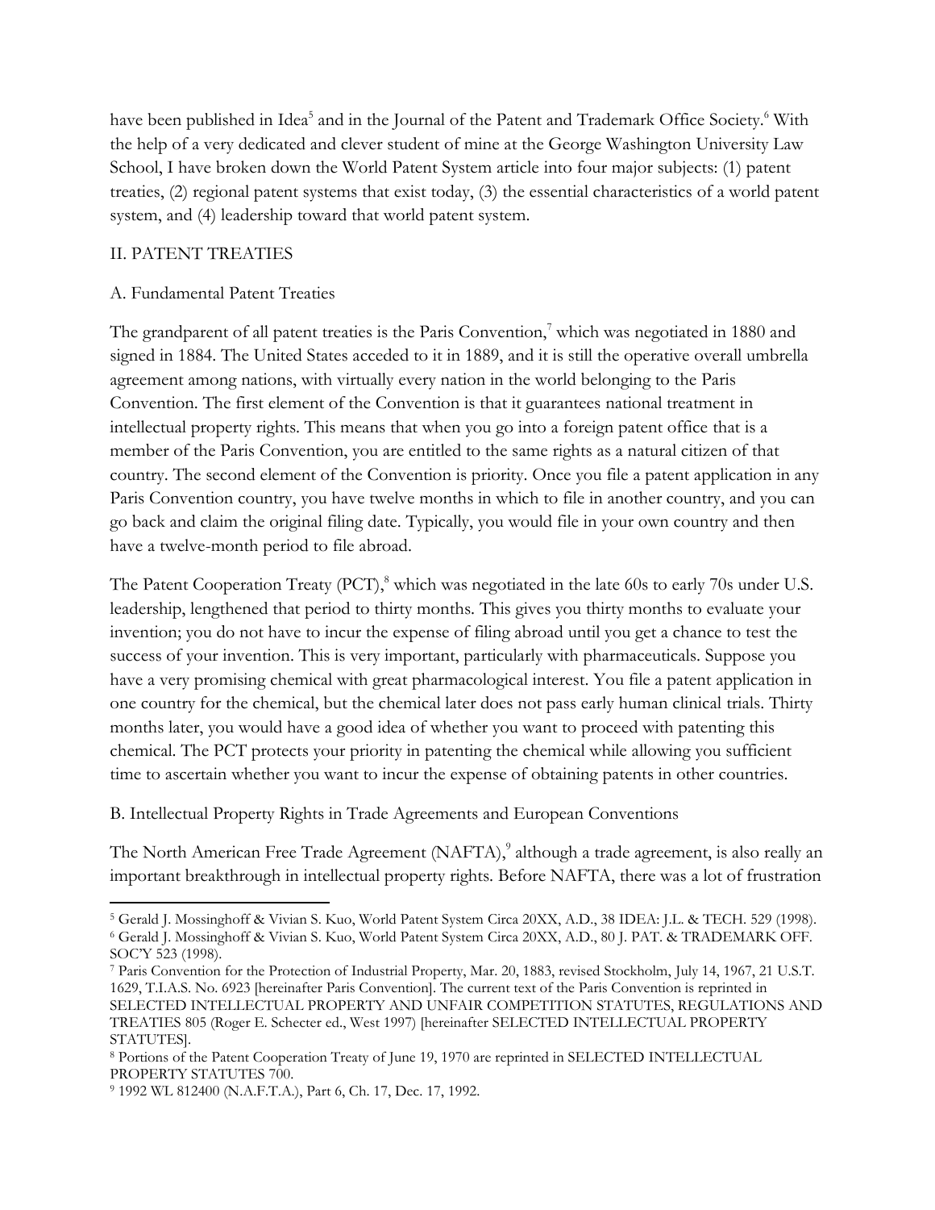have been published in Idea[5] and in the Journal of the Patent and Trademark Office Society.[6] With the help of a very dedicated and clever student of mine at the George Washington University Law School, I have broken down the World Patent System article into four major subjects: (1) patent treaties, (2) regional patent systems that exist today, (3) the essential characteristics of a world patent system, and (4) leadership toward that world patent system.

## II. PATENT TREATIES

### A. Fundamental Patent Treaties

The grandparent of all patent treaties is the Paris Convention,[7] which was negotiated in 1880 and signed in 1884. The United States acceded to it in 1889, and it is still the operative overall umbrella agreement among nations, with virtually every nation in the world belonging to the Paris Convention. The first element of the Convention is that it guarantees national treatment in intellectual property rights. This means that when you go into a foreign patent office that is a member of the Paris Convention, you are entitled to the same rights as a natural citizen of that country. The second element of the Convention is priority. Once you file a patent application in any Paris Convention country, you have twelve months in which to file in another country, and you can go back and claim the original filing date. Typically, you would file in your own country and then have a twelve-month period to file abroad.

The Patent Cooperation Treaty (PCT),[8] which was negotiated in the late 60s to early 70s under U.S. leadership, lengthened that period to thirty months. This gives you thirty months to evaluate your invention; you do not have to incur the expense of filing abroad until you get a chance to test the success of your invention. This is very important, particularly with pharmaceuticals. Suppose you have a very promising chemical with great pharmacological interest. You file a patent application in one country for the chemical, but the chemical later does not pass early human clinical trials. Thirty months later, you would have a good idea of whether you want to proceed with patenting this chemical. The PCT protects your priority in patenting the chemical while allowing you sufficient time to ascertain whether you want to incur the expense of obtaining patents in other countries.

### B. Intellectual Property Rights in Trade Agreements and European Conventions

The North American Free Trade Agreement (NAFTA),[9] although a trade agreement, is also really an important breakthrough in intellectual property rights. Before NAFTA, there was a lot of frustration

---

[5] Gerald J. Mossinghoff & Vivian S. Kuo, World Patent System Circa 20XX, A.D., 38 IDEA: J.L. & TECH. 529 (1998).

[6] Gerald J. Mossinghoff & Vivian S. Kuo, World Patent System Circa 20XX, A.D., 80 J. PAT. & TRADEMARK OFF. SOC'Y 523 (1998).

[7] Paris Convention for the Protection of Industrial Property, Mar. 20, 1883, revised Stockholm, July 14, 1967, 21 U.S.T. 1629, T.I.A.S. No. 6923 [hereinafter Paris Convention]. The current text of the Paris Convention is reprinted in SELECTED INTELLECTUAL PROPERTY AND UNFAIR COMPETITION STATUTES, REGULATIONS AND TREATIES 805 (Roger E. Schecter ed., West 1997) [hereinafter SELECTED INTELLECTUAL PROPERTY STATUTES].

[8] Portions of the Patent Cooperation Treaty of June 19, 1970 are reprinted in SELECTED INTELLECTUAL PROPERTY STATUTES 700.

[9] 1992 WL 812400 (N.A.F.T.A.), Part 6, Ch. 17, Dec. 17, 1992.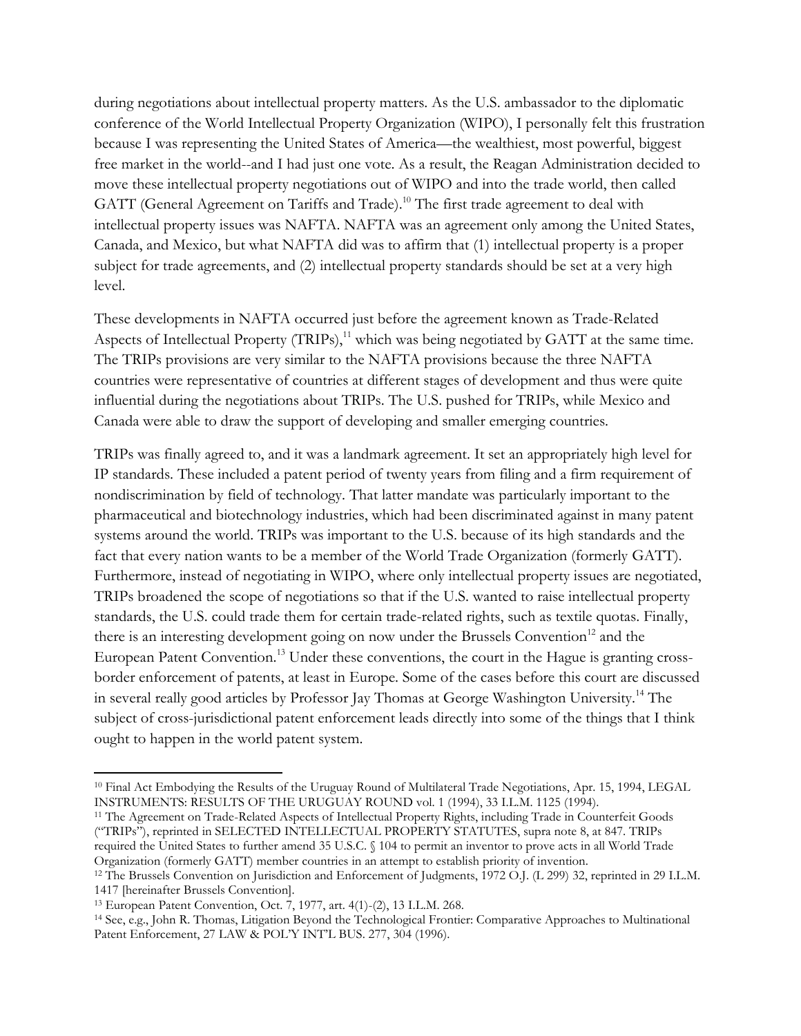during negotiations about intellectual property matters. As the U.S. ambassador to the diplomatic conference of the World Intellectual Property Organization (WIPO), I personally felt this frustration because I was representing the United States of America—the wealthiest, most powerful, biggest free market in the world--and I had just one vote. As a result, the Reagan Administration decided to move these intellectual property negotiations out of WIPO and into the trade world, then called GATT (General Agreement on Tariffs and Trade).[10] The first trade agreement to deal with intellectual property issues was NAFTA. NAFTA was an agreement only among the United States, Canada, and Mexico, but what NAFTA did was to affirm that (1) intellectual property is a proper subject for trade agreements, and (2) intellectual property standards should be set at a very high level.

These developments in NAFTA occurred just before the agreement known as Trade-Related Aspects of Intellectual Property (TRIPs),[11] which was being negotiated by GATT at the same time. The TRIPs provisions are very similar to the NAFTA provisions because the three NAFTA countries were representative of countries at different stages of development and thus were quite influential during the negotiations about TRIPs. The U.S. pushed for TRIPs, while Mexico and Canada were able to draw the support of developing and smaller emerging countries.

TRIPs was finally agreed to, and it was a landmark agreement. It set an appropriately high level for IP standards. These included a patent period of twenty years from filing and a firm requirement of nondiscrimination by field of technology. That latter mandate was particularly important to the pharmaceutical and biotechnology industries, which had been discriminated against in many patent systems around the world. TRIPs was important to the U.S. because of its high standards and the fact that every nation wants to be a member of the World Trade Organization (formerly GATT). Furthermore, instead of negotiating in WIPO, where only intellectual property issues are negotiated, TRIPs broadened the scope of negotiations so that if the U.S. wanted to raise intellectual property standards, the U.S. could trade them for certain trade-related rights, such as textile quotas. Finally, there is an interesting development going on now under the Brussels Convention[12] and the European Patent Convention.[13] Under these conventions, the court in the Hague is granting cross-border enforcement of patents, at least in Europe. Some of the cases before this court are discussed in several really good articles by Professor Jay Thomas at George Washington University.[14] The subject of cross-jurisdictional patent enforcement leads directly into some of the things that I think ought to happen in the world patent system.

---

[10] Final Act Embodying the Results of the Uruguay Round of Multilateral Trade Negotiations, Apr. 15, 1994, LEGAL INSTRUMENTS: RESULTS OF THE URUGUAY ROUND vol. 1 (1994), 33 I.L.M. 1125 (1994).

[11] The Agreement on Trade-Related Aspects of Intellectual Property Rights, including Trade in Counterfeit Goods ("TRIPs"), reprinted in SELECTED INTELLECTUAL PROPERTY STATUTES, supra note 8, at 847. TRIPs required the United States to further amend 35 U.S.C. § 104 to permit an inventor to prove acts in all World Trade Organization (formerly GATT) member countries in an attempt to establish priority of invention.

[12] The Brussels Convention on Jurisdiction and Enforcement of Judgments, 1972 O.J. (L 299) 32, reprinted in 29 I.L.M. 1417 [hereinafter Brussels Convention].

[13] European Patent Convention, Oct. 7, 1977, art. 4(1)-(2), 13 I.L.M. 268.

[14] See, e.g., John R. Thomas, Litigation Beyond the Technological Frontier: Comparative Approaches to Multinational Patent Enforcement, 27 LAW & POL'Y INT'L BUS. 277, 304 (1996).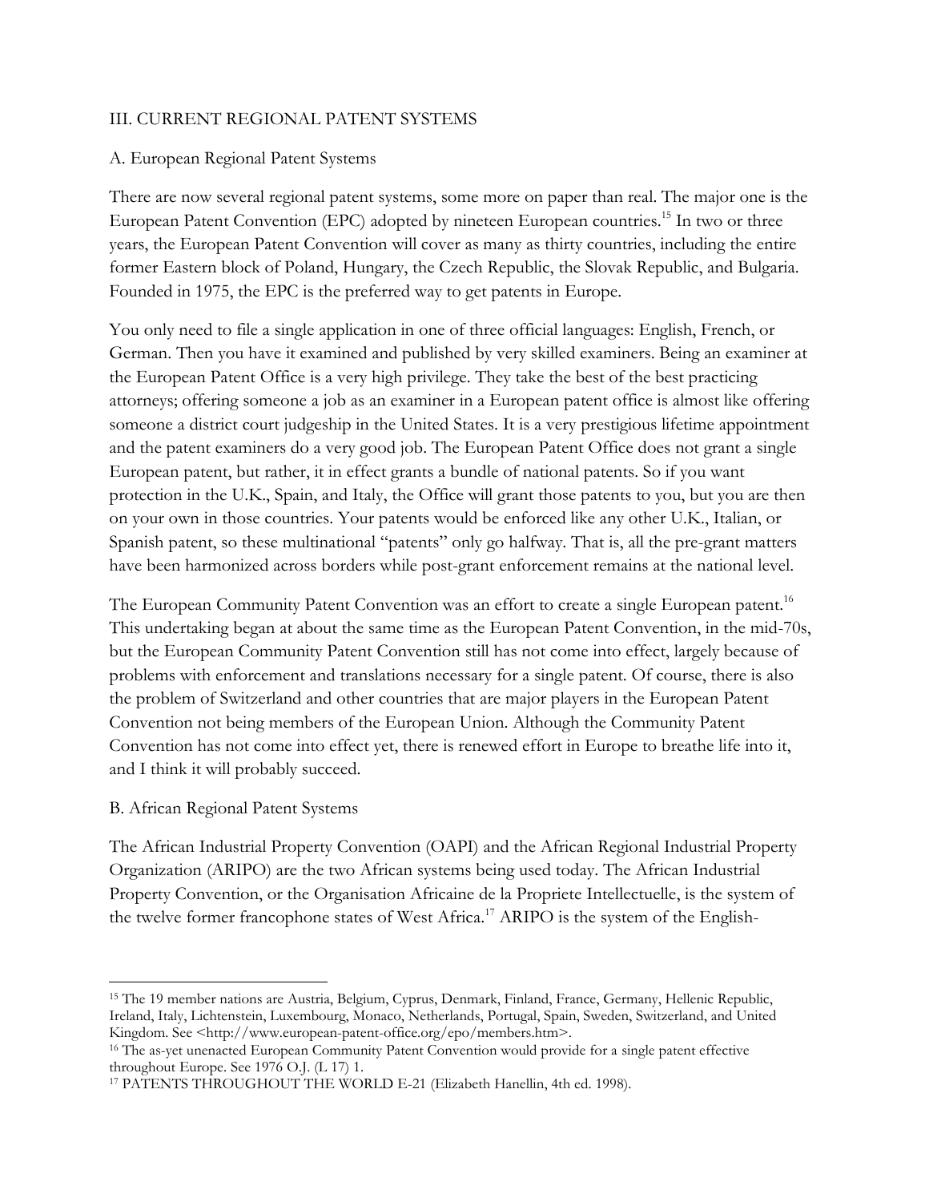## III. CURRENT REGIONAL PATENT SYSTEMS

### A. European Regional Patent Systems

There are now several regional patent systems, some more on paper than real. The major one is the European Patent Convention (EPC) adopted by nineteen European countries.[15] In two or three years, the European Patent Convention will cover as many as thirty countries, including the entire former Eastern block of Poland, Hungary, the Czech Republic, the Slovak Republic, and Bulgaria. Founded in 1975, the EPC is the preferred way to get patents in Europe.

You only need to file a single application in one of three official languages: English, French, or German. Then you have it examined and published by very skilled examiners. Being an examiner at the European Patent Office is a very high privilege. They take the best of the best practicing attorneys; offering someone a job as an examiner in a European patent office is almost like offering someone a district court judgeship in the United States. It is a very prestigious lifetime appointment and the patent examiners do a very good job. The European Patent Office does not grant a single European patent, but rather, it in effect grants a bundle of national patents. So if you want protection in the U.K., Spain, and Italy, the Office will grant those patents to you, but you are then on your own in those countries. Your patents would be enforced like any other U.K., Italian, or Spanish patent, so these multinational "patents" only go halfway. That is, all the pre-grant matters have been harmonized across borders while post-grant enforcement remains at the national level.

The European Community Patent Convention was an effort to create a single European patent.[16] This undertaking began at about the same time as the European Patent Convention, in the mid-70s, but the European Community Patent Convention still has not come into effect, largely because of problems with enforcement and translations necessary for a single patent. Of course, there is also the problem of Switzerland and other countries that are major players in the European Patent Convention not being members of the European Union. Although the Community Patent Convention has not come into effect yet, there is renewed effort in Europe to breathe life into it, and I think it will probably succeed.

### B. African Regional Patent Systems

The African Industrial Property Convention (OAPI) and the African Regional Industrial Property Organization (ARIPO) are the two African systems being used today. The African Industrial Property Convention, or the Organisation Africaine de la Propriete Intellectuelle, is the system of the twelve former francophone states of West Africa.[17] ARIPO is the system of the English-

---

[15] The 19 member nations are Austria, Belgium, Cyprus, Denmark, Finland, France, Germany, Hellenic Republic, Ireland, Italy, Lichtenstein, Luxembourg, Monaco, Netherlands, Portugal, Spain, Sweden, Switzerland, and United Kingdom. See <http://www.european-patent-office.org/epo/members.htm>.

[16] The as-yet unenacted European Community Patent Convention would provide for a single patent effective throughout Europe. See 1976 O.J. (L 17) 1.

[17] PATENTS THROUGHOUT THE WORLD E-21 (Elizabeth Hanellin, 4th ed. 1998).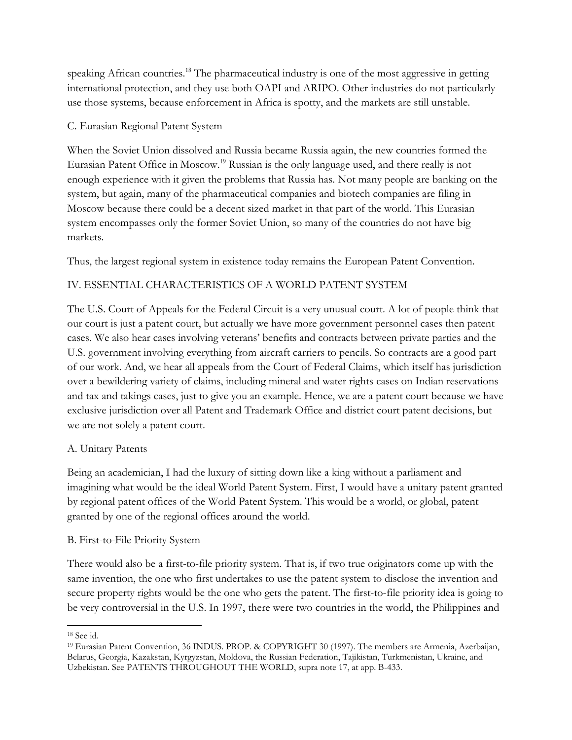speaking African countries.[18] The pharmaceutical industry is one of the most aggressive in getting international protection, and they use both OAPI and ARIPO. Other industries do not particularly use those systems, because enforcement in Africa is spotty, and the markets are still unstable.

### C. Eurasian Regional Patent System

When the Soviet Union dissolved and Russia became Russia again, the new countries formed the Eurasian Patent Office in Moscow.[19] Russian is the only language used, and there really is not enough experience with it given the problems that Russia has. Not many people are banking on the system, but again, many of the pharmaceutical companies and biotech companies are filing in Moscow because there could be a decent sized market in that part of the world. This Eurasian system encompasses only the former Soviet Union, so many of the countries do not have big markets.

Thus, the largest regional system in existence today remains the European Patent Convention.

## IV. ESSENTIAL CHARACTERISTICS OF A WORLD PATENT SYSTEM

The U.S. Court of Appeals for the Federal Circuit is a very unusual court. A lot of people think that our court is just a patent court, but actually we have more government personnel cases then patent cases. We also hear cases involving veterans' benefits and contracts between private parties and the U.S. government involving everything from aircraft carriers to pencils. So contracts are a good part of our work. And, we hear all appeals from the Court of Federal Claims, which itself has jurisdiction over a bewildering variety of claims, including mineral and water rights cases on Indian reservations and tax and takings cases, just to give you an example. Hence, we are a patent court because we have exclusive jurisdiction over all Patent and Trademark Office and district court patent decisions, but we are not solely a patent court.

### A. Unitary Patents

Being an academician, I had the luxury of sitting down like a king without a parliament and imagining what would be the ideal World Patent System. First, I would have a unitary patent granted by regional patent offices of the World Patent System. This would be a world, or global, patent granted by one of the regional offices around the world.

### B. First-to-File Priority System

There would also be a first-to-file priority system. That is, if two true originators come up with the same invention, the one who first undertakes to use the patent system to disclose the invention and secure property rights would be the one who gets the patent. The first-to-file priority idea is going to be very controversial in the U.S. In 1997, there were two countries in the world, the Philippines and

---

[18] See id.

[19] Eurasian Patent Convention, 36 INDUS. PROP. & COPYRIGHT 30 (1997). The members are Armenia, Azerbaijan, Belarus, Georgia, Kazakstan, Kyrgyzstan, Moldova, the Russian Federation, Tajikistan, Turkmenistan, Ukraine, and Uzbekistan. See PATENTS THROUGHOUT THE WORLD, supra note 17, at app. B-433.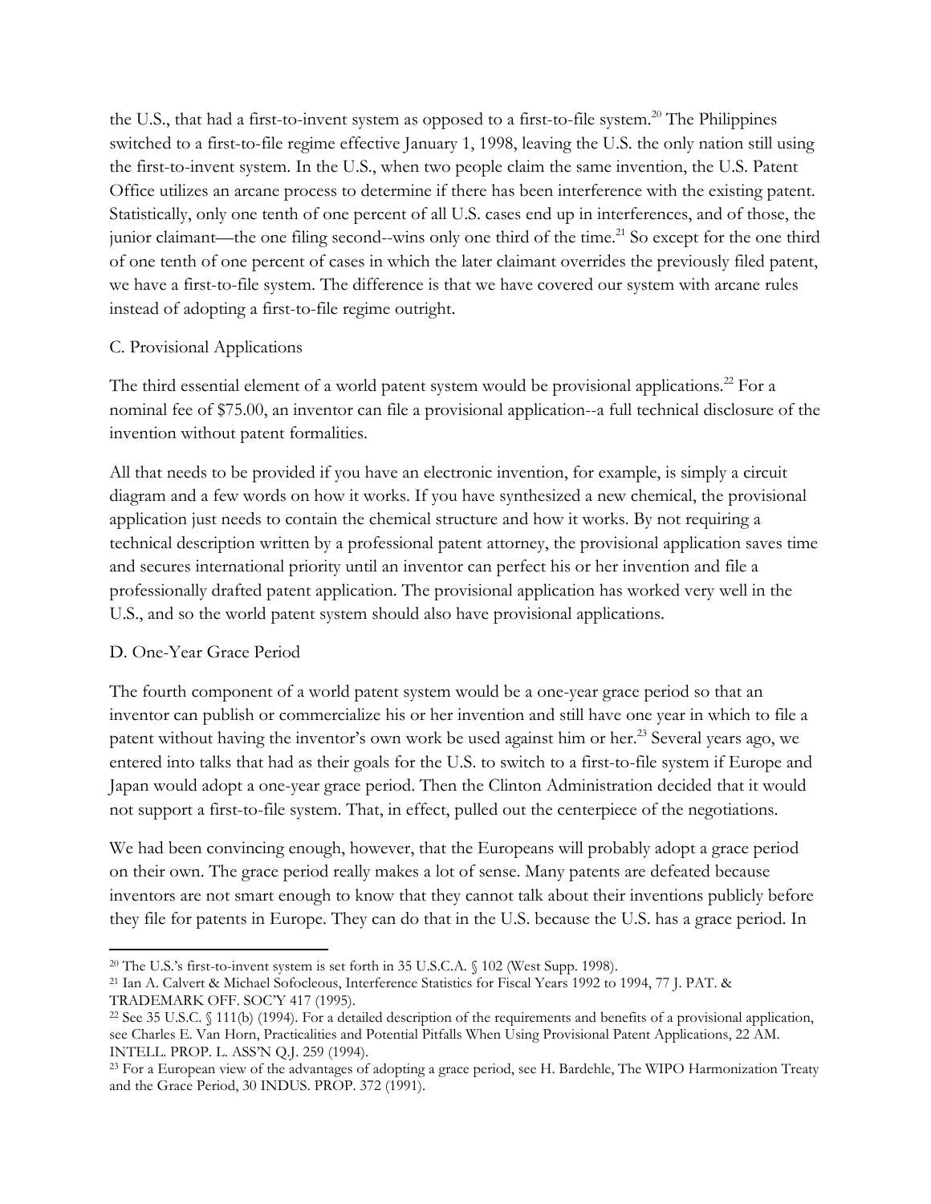the U.S., that had a first-to-invent system as opposed to a first-to-file system.[20] The Philippines switched to a first-to-file regime effective January 1, 1998, leaving the U.S. the only nation still using the first-to-invent system. In the U.S., when two people claim the same invention, the U.S. Patent Office utilizes an arcane process to determine if there has been interference with the existing patent. Statistically, only one tenth of one percent of all U.S. cases end up in interferences, and of those, the junior claimant—the one filing second--wins only one third of the time.[21] So except for the one third of one tenth of one percent of cases in which the later claimant overrides the previously filed patent, we have a first-to-file system. The difference is that we have covered our system with arcane rules instead of adopting a first-to-file regime outright.

C. Provisional Applications

The third essential element of a world patent system would be provisional applications.[22] For a nominal fee of $75.00, an inventor can file a provisional application--a full technical disclosure of the invention without patent formalities.

All that needs to be provided if you have an electronic invention, for example, is simply a circuit diagram and a few words on how it works. If you have synthesized a new chemical, the provisional application just needs to contain the chemical structure and how it works. By not requiring a technical description written by a professional patent attorney, the provisional application saves time and secures international priority until an inventor can perfect his or her invention and file a professionally drafted patent application. The provisional application has worked very well in the U.S., and so the world patent system should also have provisional applications.

D. One-Year Grace Period

The fourth component of a world patent system would be a one-year grace period so that an inventor can publish or commercialize his or her invention and still have one year in which to file a patent without having the inventor's own work be used against him or her.[23] Several years ago, we entered into talks that had as their goals for the U.S. to switch to a first-to-file system if Europe and Japan would adopt a one-year grace period. Then the Clinton Administration decided that it would not support a first-to-file system. That, in effect, pulled out the centerpiece of the negotiations.

We had been convincing enough, however, that the Europeans will probably adopt a grace period on their own. The grace period really makes a lot of sense. Many patents are defeated because inventors are not smart enough to know that they cannot talk about their inventions publicly before they file for patents in Europe. They can do that in the U.S. because the U.S. has a grace period. In

---

[20] The U.S.'s first-to-invent system is set forth in 35 U.S.C.A. § 102 (West Supp. 1998).

[21] Ian A. Calvert & Michael Sofocleous, Interference Statistics for Fiscal Years 1992 to 1994, 77 J. PAT. & TRADEMARK OFF. SOC'Y 417 (1995).

[22] See 35 U.S.C. § 111(b) (1994). For a detailed description of the requirements and benefits of a provisional application, see Charles E. Van Horn, Practicalities and Potential Pitfalls When Using Provisional Patent Applications, 22 AM. INTELL. PROP. L. ASS'N Q.J. 259 (1994).

[23] For a European view of the advantages of adopting a grace period, see H. Bardehle, The WIPO Harmonization Treaty and the Grace Period, 30 INDUS. PROP. 372 (1991).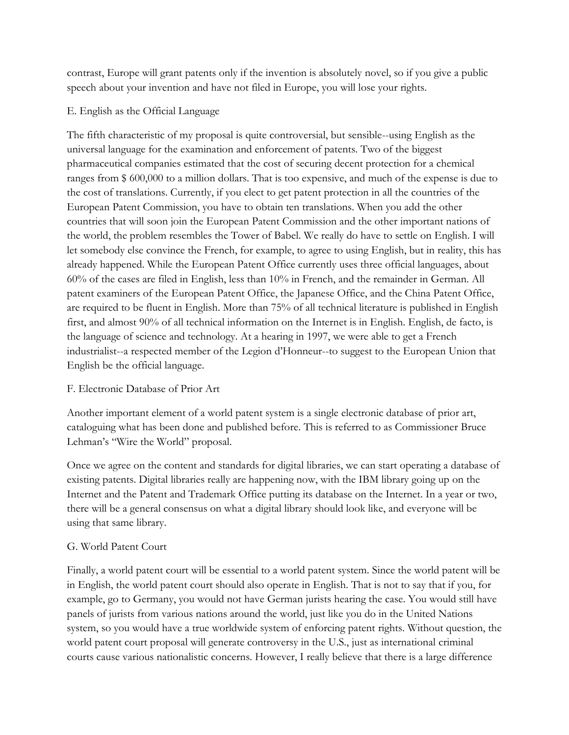contrast, Europe will grant patents only if the invention is absolutely novel, so if you give a public speech about your invention and have not filed in Europe, you will lose your rights.

### E. English as the Official Language

The fifth characteristic of my proposal is quite controversial, but sensible--using English as the universal language for the examination and enforcement of patents. Two of the biggest pharmaceutical companies estimated that the cost of securing decent protection for a chemical ranges from $ 600,000 to a million dollars. That is too expensive, and much of the expense is due to the cost of translations. Currently, if you elect to get patent protection in all the countries of the European Patent Commission, you have to obtain ten translations. When you add the other countries that will soon join the European Patent Commission and the other important nations of the world, the problem resembles the Tower of Babel. We really do have to settle on English. I will let somebody else convince the French, for example, to agree to using English, but in reality, this has already happened. While the European Patent Office currently uses three official languages, about 60% of the cases are filed in English, less than 10% in French, and the remainder in German. All patent examiners of the European Patent Office, the Japanese Office, and the China Patent Office, are required to be fluent in English. More than 75% of all technical literature is published in English first, and almost 90% of all technical information on the Internet is in English. English, de facto, is the language of science and technology. At a hearing in 1997, we were able to get a French industrialist--a respected member of the Legion d'Honneur--to suggest to the European Union that English be the official language.

### F. Electronic Database of Prior Art

Another important element of a world patent system is a single electronic database of prior art, cataloguing what has been done and published before. This is referred to as Commissioner Bruce Lehman's "Wire the World" proposal.

Once we agree on the content and standards for digital libraries, we can start operating a database of existing patents. Digital libraries really are happening now, with the IBM library going up on the Internet and the Patent and Trademark Office putting its database on the Internet. In a year or two, there will be a general consensus on what a digital library should look like, and everyone will be using that same library.

### G. World Patent Court

Finally, a world patent court will be essential to a world patent system. Since the world patent will be in English, the world patent court should also operate in English. That is not to say that if you, for example, go to Germany, you would not have German jurists hearing the case. You would still have panels of jurists from various nations around the world, just like you do in the United Nations system, so you would have a true worldwide system of enforcing patent rights. Without question, the world patent court proposal will generate controversy in the U.S., just as international criminal courts cause various nationalistic concerns. However, I really believe that there is a large difference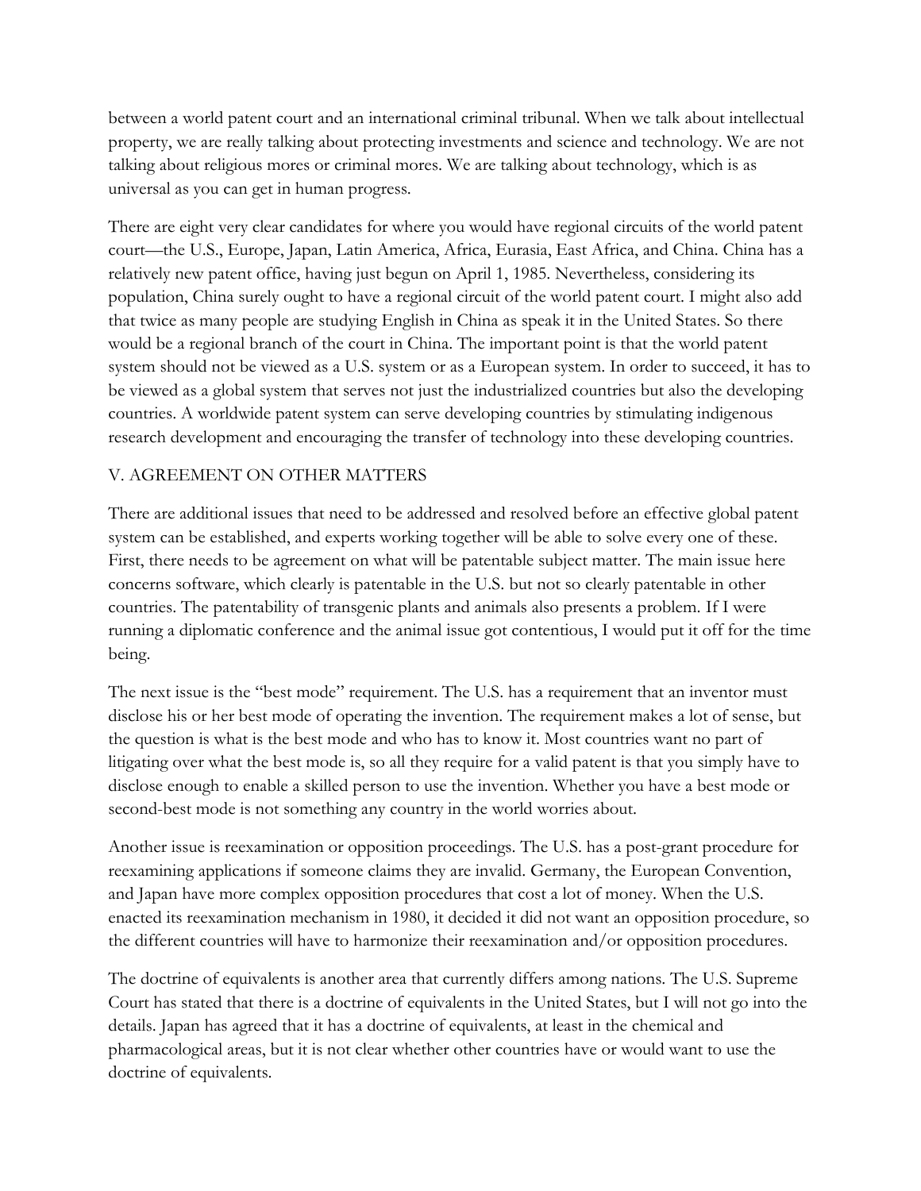between a world patent court and an international criminal tribunal. When we talk about intellectual property, we are really talking about protecting investments and science and technology. We are not talking about religious mores or criminal mores. We are talking about technology, which is as universal as you can get in human progress.

There are eight very clear candidates for where you would have regional circuits of the world patent court—the U.S., Europe, Japan, Latin America, Africa, Eurasia, East Africa, and China. China has a relatively new patent office, having just begun on April 1, 1985. Nevertheless, considering its population, China surely ought to have a regional circuit of the world patent court. I might also add that twice as many people are studying English in China as speak it in the United States. So there would be a regional branch of the court in China. The important point is that the world patent system should not be viewed as a U.S. system or as a European system. In order to succeed, it has to be viewed as a global system that serves not just the industrialized countries but also the developing countries. A worldwide patent system can serve developing countries by stimulating indigenous research development and encouraging the transfer of technology into these developing countries.

## V. AGREEMENT ON OTHER MATTERS

There are additional issues that need to be addressed and resolved before an effective global patent system can be established, and experts working together will be able to solve every one of these. First, there needs to be agreement on what will be patentable subject matter. The main issue here concerns software, which clearly is patentable in the U.S. but not so clearly patentable in other countries. The patentability of transgenic plants and animals also presents a problem. If I were running a diplomatic conference and the animal issue got contentious, I would put it off for the time being.

The next issue is the "best mode" requirement. The U.S. has a requirement that an inventor must disclose his or her best mode of operating the invention. The requirement makes a lot of sense, but the question is what is the best mode and who has to know it. Most countries want no part of litigating over what the best mode is, so all they require for a valid patent is that you simply have to disclose enough to enable a skilled person to use the invention. Whether you have a best mode or second-best mode is not something any country in the world worries about.

Another issue is reexamination or opposition proceedings. The U.S. has a post-grant procedure for reexamining applications if someone claims they are invalid. Germany, the European Convention, and Japan have more complex opposition procedures that cost a lot of money. When the U.S. enacted its reexamination mechanism in 1980, it decided it did not want an opposition procedure, so the different countries will have to harmonize their reexamination and/or opposition procedures.

The doctrine of equivalents is another area that currently differs among nations. The U.S. Supreme Court has stated that there is a doctrine of equivalents in the United States, but I will not go into the details. Japan has agreed that it has a doctrine of equivalents, at least in the chemical and pharmacological areas, but it is not clear whether other countries have or would want to use the doctrine of equivalents.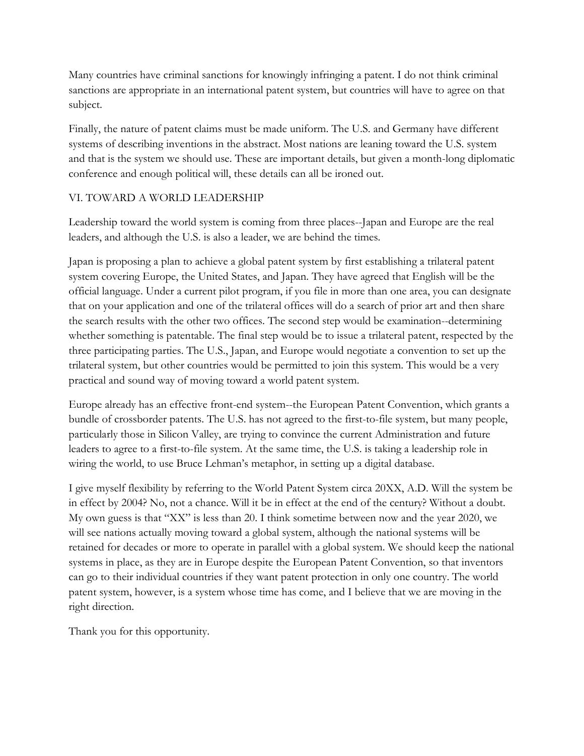Many countries have criminal sanctions for knowingly infringing a patent. I do not think criminal sanctions are appropriate in an international patent system, but countries will have to agree on that subject.

Finally, the nature of patent claims must be made uniform. The U.S. and Germany have different systems of describing inventions in the abstract. Most nations are leaning toward the U.S. system and that is the system we should use. These are important details, but given a month-long diplomatic conference and enough political will, these details can all be ironed out.

## VI. TOWARD A WORLD LEADERSHIP

Leadership toward the world system is coming from three places--Japan and Europe are the real leaders, and although the U.S. is also a leader, we are behind the times.

Japan is proposing a plan to achieve a global patent system by first establishing a trilateral patent system covering Europe, the United States, and Japan. They have agreed that English will be the official language. Under a current pilot program, if you file in more than one area, you can designate that on your application and one of the trilateral offices will do a search of prior art and then share the search results with the other two offices. The second step would be examination--determining whether something is patentable. The final step would be to issue a trilateral patent, respected by the three participating parties. The U.S., Japan, and Europe would negotiate a convention to set up the trilateral system, but other countries would be permitted to join this system. This would be a very practical and sound way of moving toward a world patent system.

Europe already has an effective front-end system--the European Patent Convention, which grants a bundle of crossborder patents. The U.S. has not agreed to the first-to-file system, but many people, particularly those in Silicon Valley, are trying to convince the current Administration and future leaders to agree to a first-to-file system. At the same time, the U.S. is taking a leadership role in wiring the world, to use Bruce Lehman's metaphor, in setting up a digital database.

I give myself flexibility by referring to the World Patent System circa 20XX, A.D. Will the system be in effect by 2004? No, not a chance. Will it be in effect at the end of the century? Without a doubt. My own guess is that "XX" is less than 20. I think sometime between now and the year 2020, we will see nations actually moving toward a global system, although the national systems will be retained for decades or more to operate in parallel with a global system. We should keep the national systems in place, as they are in Europe despite the European Patent Convention, so that inventors can go to their individual countries if they want patent protection in only one country. The world patent system, however, is a system whose time has come, and I believe that we are moving in the right direction.

Thank you for this opportunity.